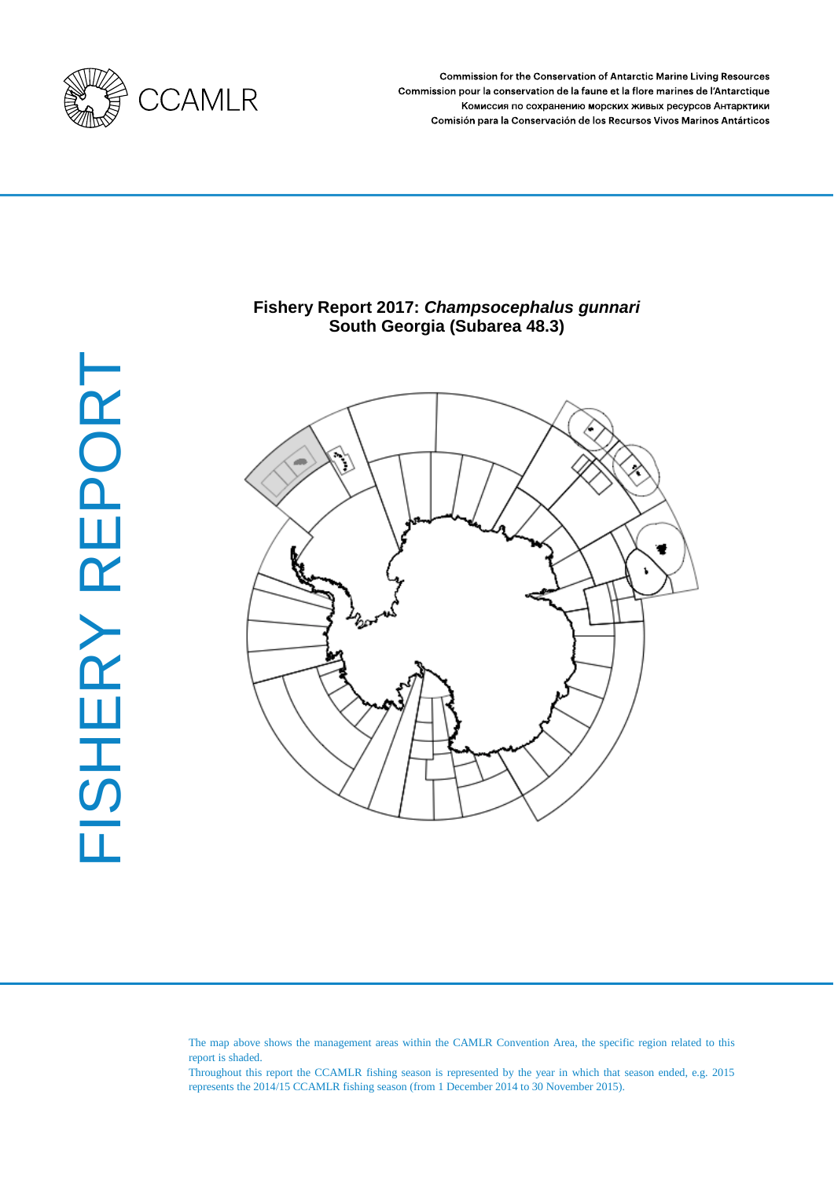CCAMLR

Commission for the Conservation of Antarctic Marine Living Resources
Commission pour la conservation de la faune et la flore marines de l'Antarctique
Комиссия по сохранению морских живых ресурсов Антарктики
Comisión para la Conservación de los Recursos Vivos Marinos Antárticos

FISHERY REPORT

# Fishery Report 2017: *Champsocephalus gunnari*
# South Georgia (Subarea 48.3)

The map above shows the management areas within the CAMLR Convention Area, the specific region related to this report is shaded.
Throughout this report the CCAMLR fishing season is represented by the year in which that season ended, e.g. 2015 represents the 2014/15 CCAMLR fishing season (from 1 December 2014 to 30 November 2015).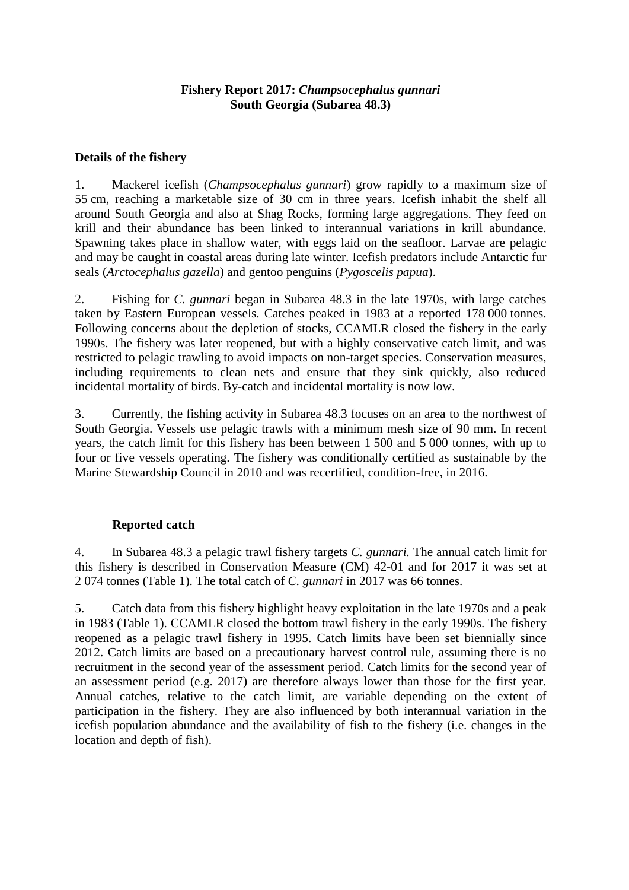**Fishery Report 2017: *Champsocephalus gunnari***
**South Georgia (Subarea 48.3)**

### Details of the fishery

1. Mackerel icefish (*Champsocephalus gunnari*) grow rapidly to a maximum size of 55 cm, reaching a marketable size of 30 cm in three years. Icefish inhabit the shelf all around South Georgia and also at Shag Rocks, forming large aggregations. They feed on krill and their abundance has been linked to interannual variations in krill abundance. Spawning takes place in shallow water, with eggs laid on the seafloor. Larvae are pelagic and may be caught in coastal areas during late winter. Icefish predators include Antarctic fur seals (*Arctocephalus gazella*) and gentoo penguins (*Pygoscelis papua*).

2. Fishing for *C. gunnari* began in Subarea 48.3 in the late 1970s, with large catches taken by Eastern European vessels. Catches peaked in 1983 at a reported 178 000 tonnes. Following concerns about the depletion of stocks, CCAMLR closed the fishery in the early 1990s. The fishery was later reopened, but with a highly conservative catch limit, and was restricted to pelagic trawling to avoid impacts on non-target species. Conservation measures, including requirements to clean nets and ensure that they sink quickly, also reduced incidental mortality of birds. By-catch and incidental mortality is now low.

3. Currently, the fishing activity in Subarea 48.3 focuses on an area to the northwest of South Georgia. Vessels use pelagic trawls with a minimum mesh size of 90 mm. In recent years, the catch limit for this fishery has been between 1 500 and 5 000 tonnes, with up to four or five vessels operating. The fishery was conditionally certified as sustainable by the Marine Stewardship Council in 2010 and was recertified, condition-free, in 2016.

#### Reported catch

4. In Subarea 48.3 a pelagic trawl fishery targets *C. gunnari*. The annual catch limit for this fishery is described in Conservation Measure (CM) 42-01 and for 2017 it was set at 2 074 tonnes (Table 1). The total catch of *C. gunnari* in 2017 was 66 tonnes.

5. Catch data from this fishery highlight heavy exploitation in the late 1970s and a peak in 1983 (Table 1). CCAMLR closed the bottom trawl fishery in the early 1990s. The fishery reopened as a pelagic trawl fishery in 1995. Catch limits have been set biennially since 2012. Catch limits are based on a precautionary harvest control rule, assuming there is no recruitment in the second year of the assessment period. Catch limits for the second year of an assessment period (e.g. 2017) are therefore always lower than those for the first year. Annual catches, relative to the catch limit, are variable depending on the extent of participation in the fishery. They are also influenced by both interannual variation in the icefish population abundance and the availability of fish to the fishery (i.e. changes in the location and depth of fish).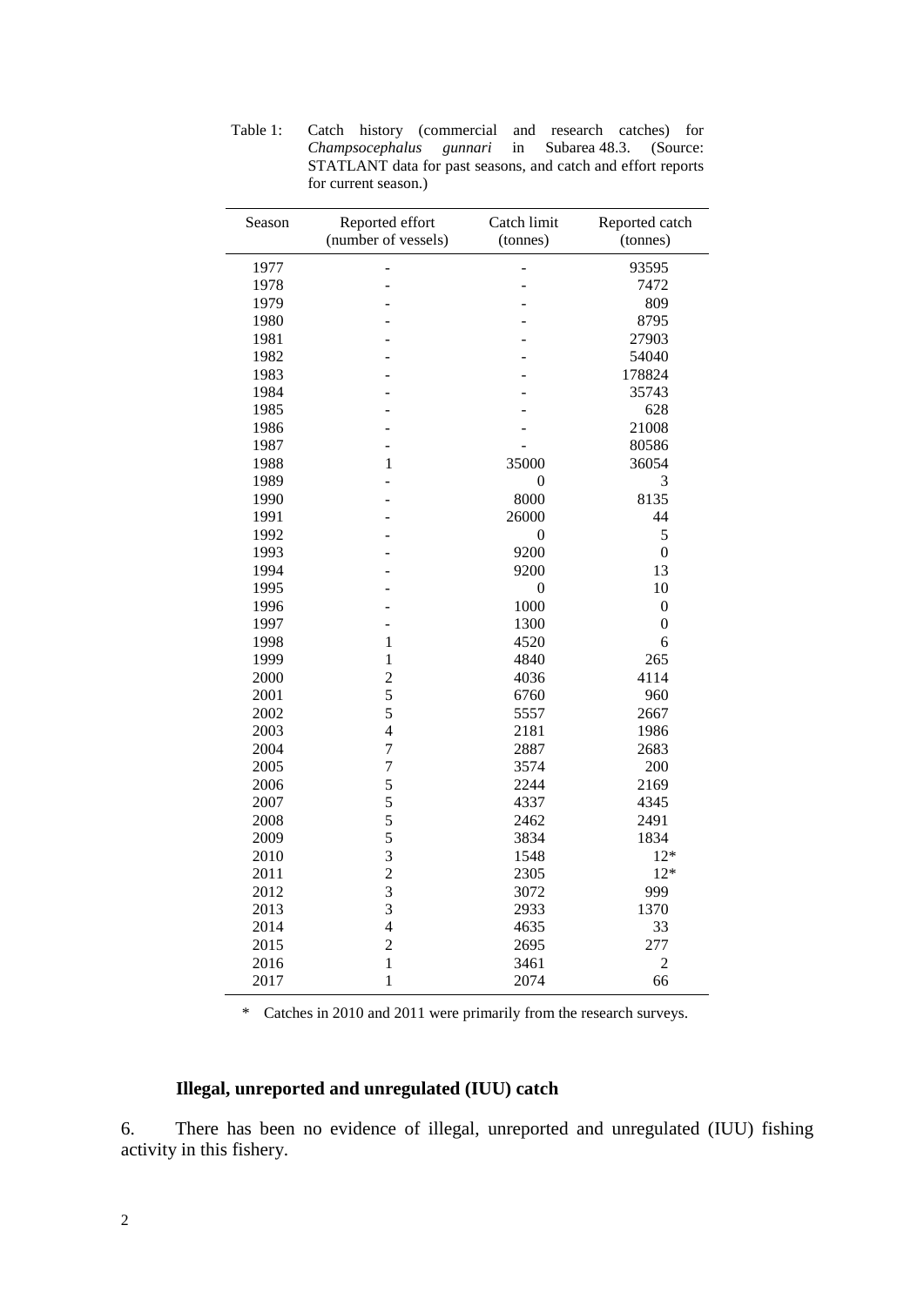Table 1: Catch history (commercial and research catches) for *Champsocephalus gunnari* in Subarea 48.3. (Source: STATLANT data for past seasons, and catch and effort reports for current season.)

| Season | Reported effort (number of vessels) | Catch limit (tonnes) | Reported catch (tonnes) |
|---|---|---|---|
| 1977 | - | - | 93595 |
| 1978 | - | - | 7472 |
| 1979 | - | - | 809 |
| 1980 | - | - | 8795 |
| 1981 | - | - | 27903 |
| 1982 | - | - | 54040 |
| 1983 | - | - | 178824 |
| 1984 | - | - | 35743 |
| 1985 | - | - | 628 |
| 1986 | - | - | 21008 |
| 1987 | - | - | 80586 |
| 1988 | 1 | 35000 | 36054 |
| 1989 | - | 0 | 3 |
| 1990 | - | 8000 | 8135 |
| 1991 | - | 26000 | 44 |
| 1992 | - | 0 | 5 |
| 1993 | - | 9200 | 0 |
| 1994 | - | 9200 | 13 |
| 1995 | - | 0 | 10 |
| 1996 | - | 1000 | 0 |
| 1997 | - | 1300 | 0 |
| 1998 | 1 | 4520 | 6 |
| 1999 | 1 | 4840 | 265 |
| 2000 | 2 | 4036 | 4114 |
| 2001 | 5 | 6760 | 960 |
| 2002 | 5 | 5557 | 2667 |
| 2003 | 4 | 2181 | 1986 |
| 2004 | 7 | 2887 | 2683 |
| 2005 | 7 | 3574 | 200 |
| 2006 | 5 | 2244 | 2169 |
| 2007 | 5 | 4337 | 4345 |
| 2008 | 5 | 2462 | 2491 |
| 2009 | 5 | 3834 | 1834 |
| 2010 | 3 | 1548 | 12* |
| 2011 | 2 | 2305 | 12* |
| 2012 | 3 | 3072 | 999 |
| 2013 | 3 | 2933 | 1370 |
| 2014 | 4 | 4635 | 33 |
| 2015 | 2 | 2695 | 277 |
| 2016 | 1 | 3461 | 2 |
| 2017 | 1 | 2074 | 66 |

\* Catches in 2010 and 2011 were primarily from the research surveys.

### Illegal, unreported and unregulated (IUU) catch

6. There has been no evidence of illegal, unreported and unregulated (IUU) fishing activity in this fishery.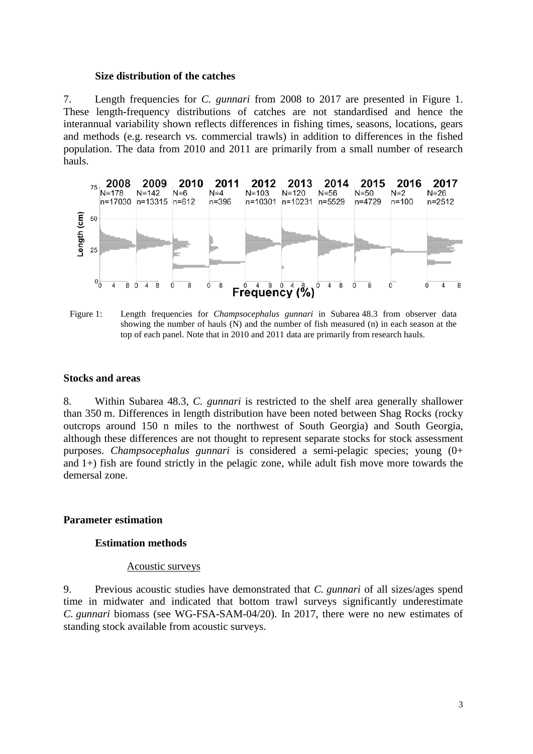### Size distribution of the catches

7. Length frequencies for *C. gunnari* from 2008 to 2017 are presented in Figure 1. These length-frequency distributions of catches are not standardised and hence the interannual variability shown reflects differences in fishing times, seasons, locations, gears and methods (e.g. research vs. commercial trawls) in addition to differences in the fished population. The data from 2010 and 2011 are primarily from a small number of research hauls.

Figure 1: Length frequencies for *Champsocephalus gunnari* in Subarea 48.3 from observer data showing the number of hauls (N) and the number of fish measured (n) in each season at the top of each panel. Note that in 2010 and 2011 data are primarily from research hauls.

## Stocks and areas

8. Within Subarea 48.3, *C. gunnari* is restricted to the shelf area generally shallower than 350 m. Differences in length distribution have been noted between Shag Rocks (rocky outcrops around 150 n miles to the northwest of South Georgia) and South Georgia, although these differences are not thought to represent separate stocks for stock assessment purposes. *Champsocephalus gunnari* is considered a semi-pelagic species; young (0+ and 1+) fish are found strictly in the pelagic zone, while adult fish move more towards the demersal zone.

## Parameter estimation

### Estimation methods

#### Acoustic surveys

9. Previous acoustic studies have demonstrated that *C. gunnari* of all sizes/ages spend time in midwater and indicated that bottom trawl surveys significantly underestimate *C. gunnari* biomass (see WG-FSA-SAM-04/20). In 2017, there were no new estimates of standing stock available from acoustic surveys.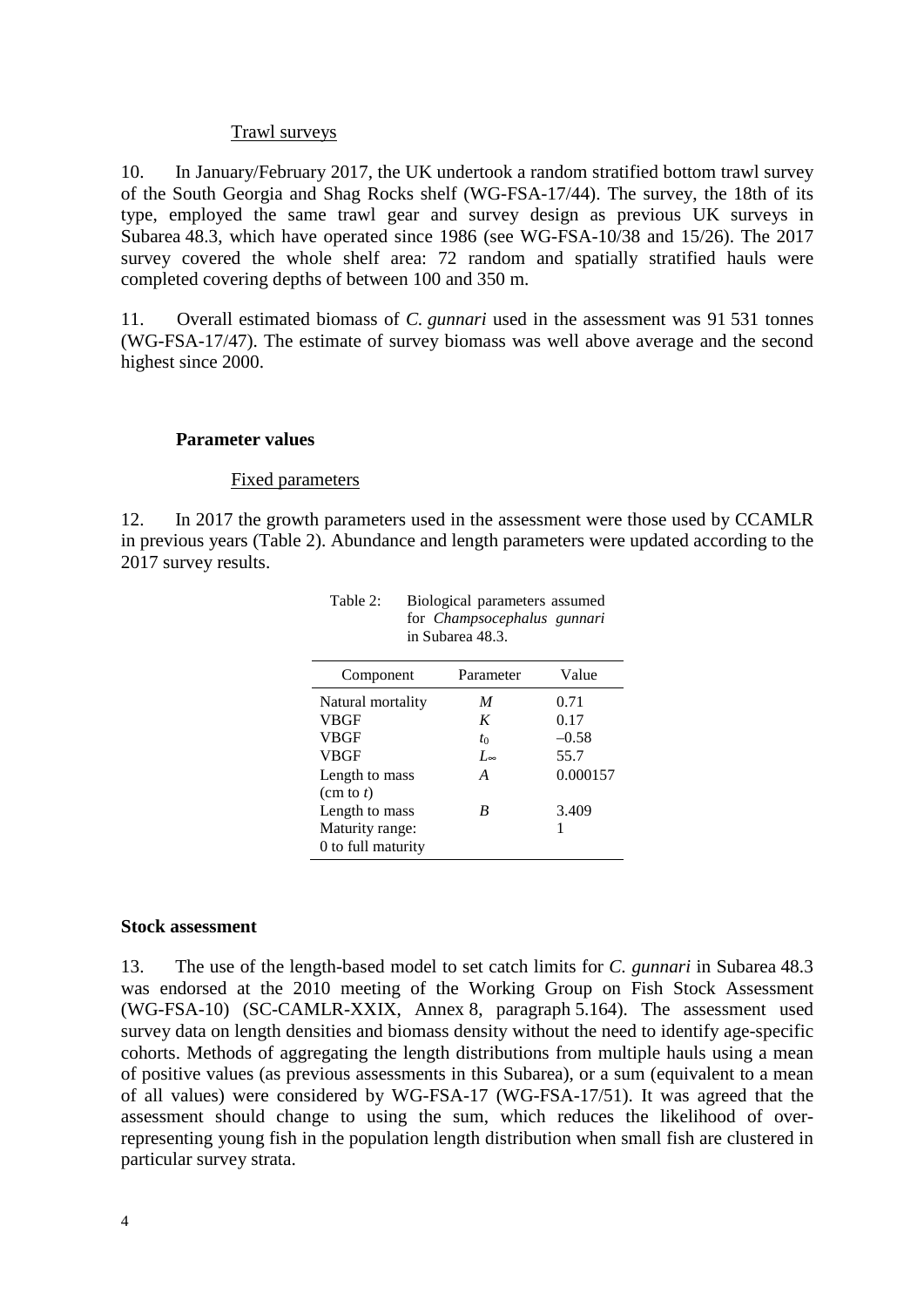### Trawl surveys

10. In January/February 2017, the UK undertook a random stratified bottom trawl survey of the South Georgia and Shag Rocks shelf (WG-FSA-17/44). The survey, the 18th of its type, employed the same trawl gear and survey design as previous UK surveys in Subarea 48.3, which have operated since 1986 (see WG-FSA-10/38 and 15/26). The 2017 survey covered the whole shelf area: 72 random and spatially stratified hauls were completed covering depths of between 100 and 350 m.

11. Overall estimated biomass of *C. gunnari* used in the assessment was 91 531 tonnes (WG-FSA-17/47). The estimate of survey biomass was well above average and the second highest since 2000.

## Parameter values

### Fixed parameters

12. In 2017 the growth parameters used in the assessment were those used by CCAMLR in previous years (Table 2). Abundance and length parameters were updated according to the 2017 survey results.

Table 2: Biological parameters assumed for *Champsocephalus gunnari* in Subarea 48.3.

| Component | Parameter | Value |
|---|---|---|
| Natural mortality | $M$ | 0.71 |
| VBGF | $K$ | 0.17 |
| VBGF | $t_0$ | –0.58 |
| VBGF | $L_\infty$ | 55.7 |
| Length to mass (cm to *t*) | $A$ | 0.000157 |
| Length to mass | $B$ | 3.409 |
| Maturity range: 0 to full maturity | | 1 |

## Stock assessment

13. The use of the length-based model to set catch limits for *C. gunnari* in Subarea 48.3 was endorsed at the 2010 meeting of the Working Group on Fish Stock Assessment (WG-FSA-10) (SC-CAMLR-XXIX, Annex 8, paragraph 5.164). The assessment used survey data on length densities and biomass density without the need to identify age-specific cohorts. Methods of aggregating the length distributions from multiple hauls using a mean of positive values (as previous assessments in this Subarea), or a sum (equivalent to a mean of all values) were considered by WG-FSA-17 (WG-FSA-17/51). It was agreed that the assessment should change to using the sum, which reduces the likelihood of over-representing young fish in the population length distribution when small fish are clustered in particular survey strata.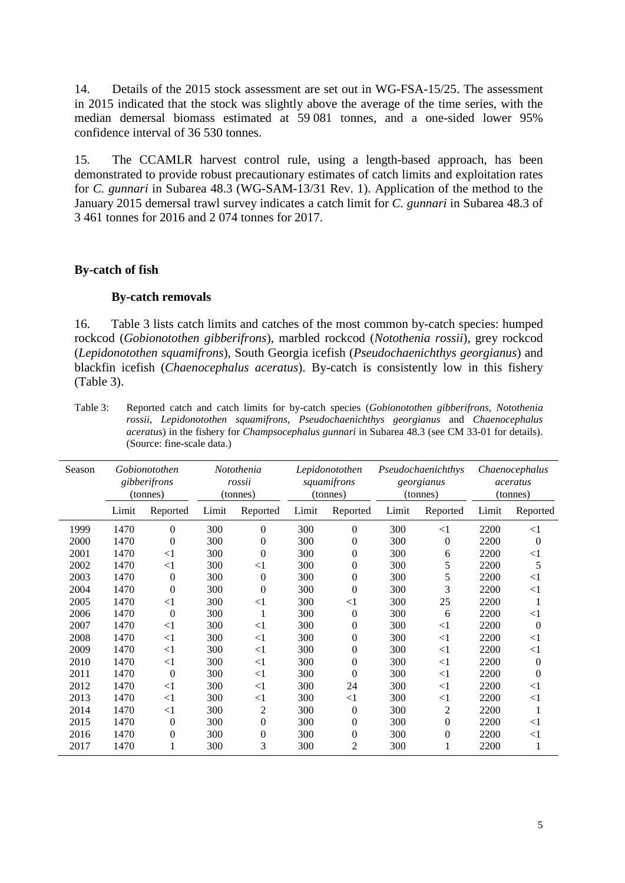14. Details of the 2015 stock assessment are set out in WG-FSA-15/25. The assessment in 2015 indicated that the stock was slightly above the average of the time series, with the median demersal biomass estimated at 59 081 tonnes, and a one-sided lower 95% confidence interval of 36 530 tonnes.

15. The CCAMLR harvest control rule, using a length-based approach, has been demonstrated to provide robust precautionary estimates of catch limits and exploitation rates for *C. gunnari* in Subarea 48.3 (WG-SAM-13/31 Rev. 1). Application of the method to the January 2015 demersal trawl survey indicates a catch limit for *C. gunnari* in Subarea 48.3 of 3 461 tonnes for 2016 and 2 074 tonnes for 2017.

## By-catch of fish

### By-catch removals

16. Table 3 lists catch limits and catches of the most common by-catch species: humped rockcod (*Gobionotothen gibberifrons*), marbled rockcod (*Notothenia rossii*), grey rockcod (*Lepidonotothen squamifrons*), South Georgia icefish (*Pseudochaenichthys georgianus*) and blackfin icefish (*Chaenocephalus aceratus*). By-catch is consistently low in this fishery (Table 3).

Table 3: Reported catch and catch limits for by-catch species (*Gobionotothen gibberifrons*, *Notothenia rossii*, *Lepidonotothen squamifrons*, *Pseudochaenichthys georgianus* and *Chaenocephalus aceratus*) in the fishery for *Champsocephalus gunnari* in Subarea 48.3 (see CM 33-01 for details). (Source: fine-scale data.)

| Season | *Gobionotothen gibberifrons* (tonnes) | | *Notothenia rossii* (tonnes) | | *Lepidonotothen squamifrons* (tonnes) | | *Pseudochaenichthys georgianus* (tonnes) | | *Chaenocephalus aceratus* (tonnes) | |
|---|---|---|---|---|---|---|---|---|---|---|
| | Limit | Reported | Limit | Reported | Limit | Reported | Limit | Reported | Limit | Reported |
| 1999 | 1470 | 0 | 300 | 0 | 300 | 0 | 300 | <1 | 2200 | <1 |
| 2000 | 1470 | 0 | 300 | 0 | 300 | 0 | 300 | 0 | 2200 | 0 |
| 2001 | 1470 | <1 | 300 | 0 | 300 | 0 | 300 | 6 | 2200 | <1 |
| 2002 | 1470 | <1 | 300 | <1 | 300 | 0 | 300 | 5 | 2200 | 5 |
| 2003 | 1470 | 0 | 300 | 0 | 300 | 0 | 300 | 5 | 2200 | <1 |
| 2004 | 1470 | 0 | 300 | 0 | 300 | 0 | 300 | 3 | 2200 | <1 |
| 2005 | 1470 | <1 | 300 | <1 | 300 | <1 | 300 | 25 | 2200 | 1 |
| 2006 | 1470 | 0 | 300 | 1 | 300 | 0 | 300 | 6 | 2200 | <1 |
| 2007 | 1470 | <1 | 300 | <1 | 300 | 0 | 300 | <1 | 2200 | 0 |
| 2008 | 1470 | <1 | 300 | <1 | 300 | 0 | 300 | <1 | 2200 | <1 |
| 2009 | 1470 | <1 | 300 | <1 | 300 | 0 | 300 | <1 | 2200 | <1 |
| 2010 | 1470 | <1 | 300 | <1 | 300 | 0 | 300 | <1 | 2200 | 0 |
| 2011 | 1470 | 0 | 300 | <1 | 300 | 0 | 300 | <1 | 2200 | 0 |
| 2012 | 1470 | <1 | 300 | <1 | 300 | 24 | 300 | <1 | 2200 | <1 |
| 2013 | 1470 | <1 | 300 | <1 | 300 | <1 | 300 | <1 | 2200 | <1 |
| 2014 | 1470 | <1 | 300 | 2 | 300 | 0 | 300 | 2 | 2200 | 1 |
| 2015 | 1470 | 0 | 300 | 0 | 300 | 0 | 300 | 0 | 2200 | <1 |
| 2016 | 1470 | 0 | 300 | 0 | 300 | 0 | 300 | 0 | 2200 | <1 |
| 2017 | 1470 | 1 | 300 | 3 | 300 | 2 | 300 | 1 | 2200 | 1 |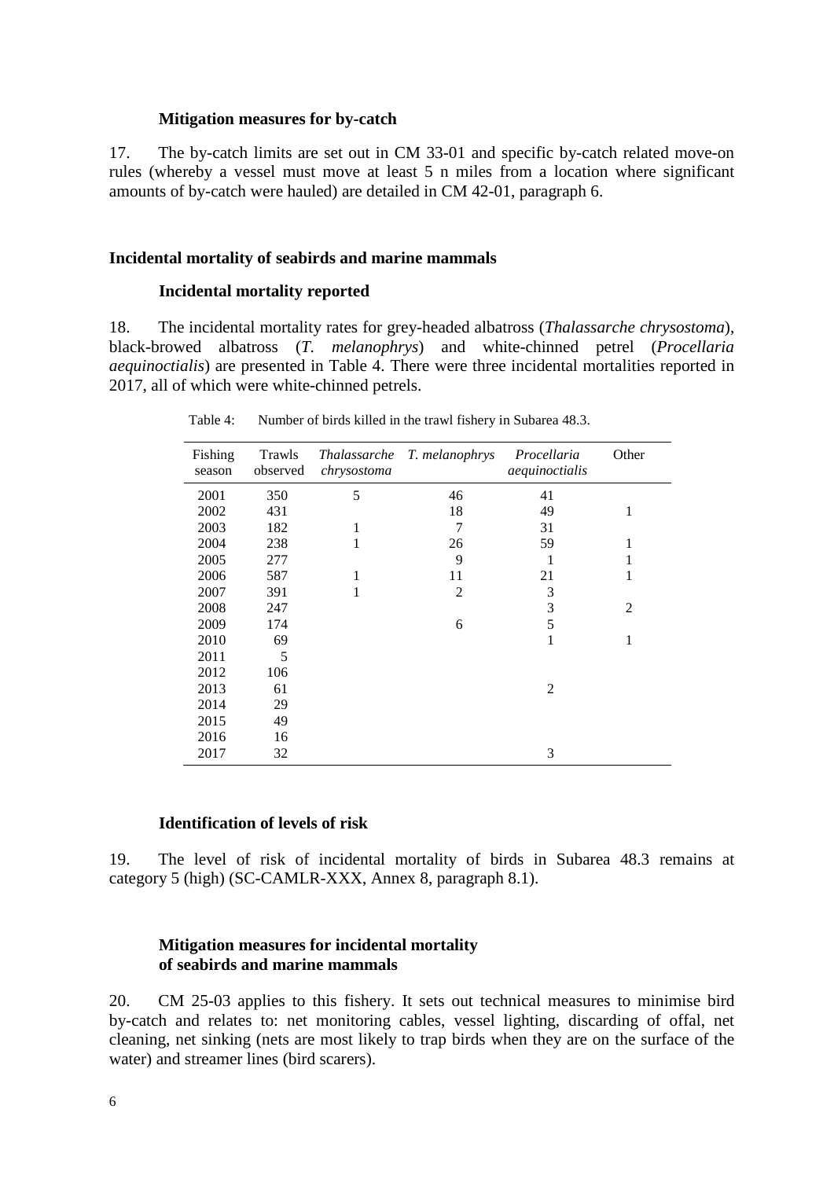### Mitigation measures for by-catch

17. The by-catch limits are set out in CM 33-01 and specific by-catch related move-on rules (whereby a vessel must move at least 5 n miles from a location where significant amounts of by-catch were hauled) are detailed in CM 42-01, paragraph 6.

## Incidental mortality of seabirds and marine mammals

### Incidental mortality reported

18. The incidental mortality rates for grey-headed albatross (*Thalassarche chrysostoma*), black-browed albatross (*T. melanophrys*) and white-chinned petrel (*Procellaria aequinoctialis*) are presented in Table 4. There were three incidental mortalities reported in 2017, all of which were white-chinned petrels.

Table 4: Number of birds killed in the trawl fishery in Subarea 48.3.

| Fishing season | Trawls observed | *Thalassarche chrysostoma* | *T. melanophrys* | *Procellaria aequinoctialis* | Other |
|---|---|---|---|---|---|
| 2001 | 350 | 5 | 46 | 41 | |
| 2002 | 431 | | 18 | 49 | 1 |
| 2003 | 182 | 1 | 7 | 31 | |
| 2004 | 238 | 1 | 26 | 59 | 1 |
| 2005 | 277 | | 9 | 1 | 1 |
| 2006 | 587 | 1 | 11 | 21 | 1 |
| 2007 | 391 | 1 | 2 | 3 | |
| 2008 | 247 | | | 3 | 2 |
| 2009 | 174 | | 6 | 5 | |
| 2010 | 69 | | | 1 | 1 |
| 2011 | 5 | | | | |
| 2012 | 106 | | | | |
| 2013 | 61 | | | 2 | |
| 2014 | 29 | | | | |
| 2015 | 49 | | | | |
| 2016 | 16 | | | | |
| 2017 | 32 | | | 3 | |

### Identification of levels of risk

19. The level of risk of incidental mortality of birds in Subarea 48.3 remains at category 5 (high) (SC-CAMLR-XXX, Annex 8, paragraph 8.1).

### Mitigation measures for incidental mortality of seabirds and marine mammals

20. CM 25-03 applies to this fishery. It sets out technical measures to minimise bird by-catch and relates to: net monitoring cables, vessel lighting, discarding of offal, net cleaning, net sinking (nets are most likely to trap birds when they are on the surface of the water) and streamer lines (bird scarers).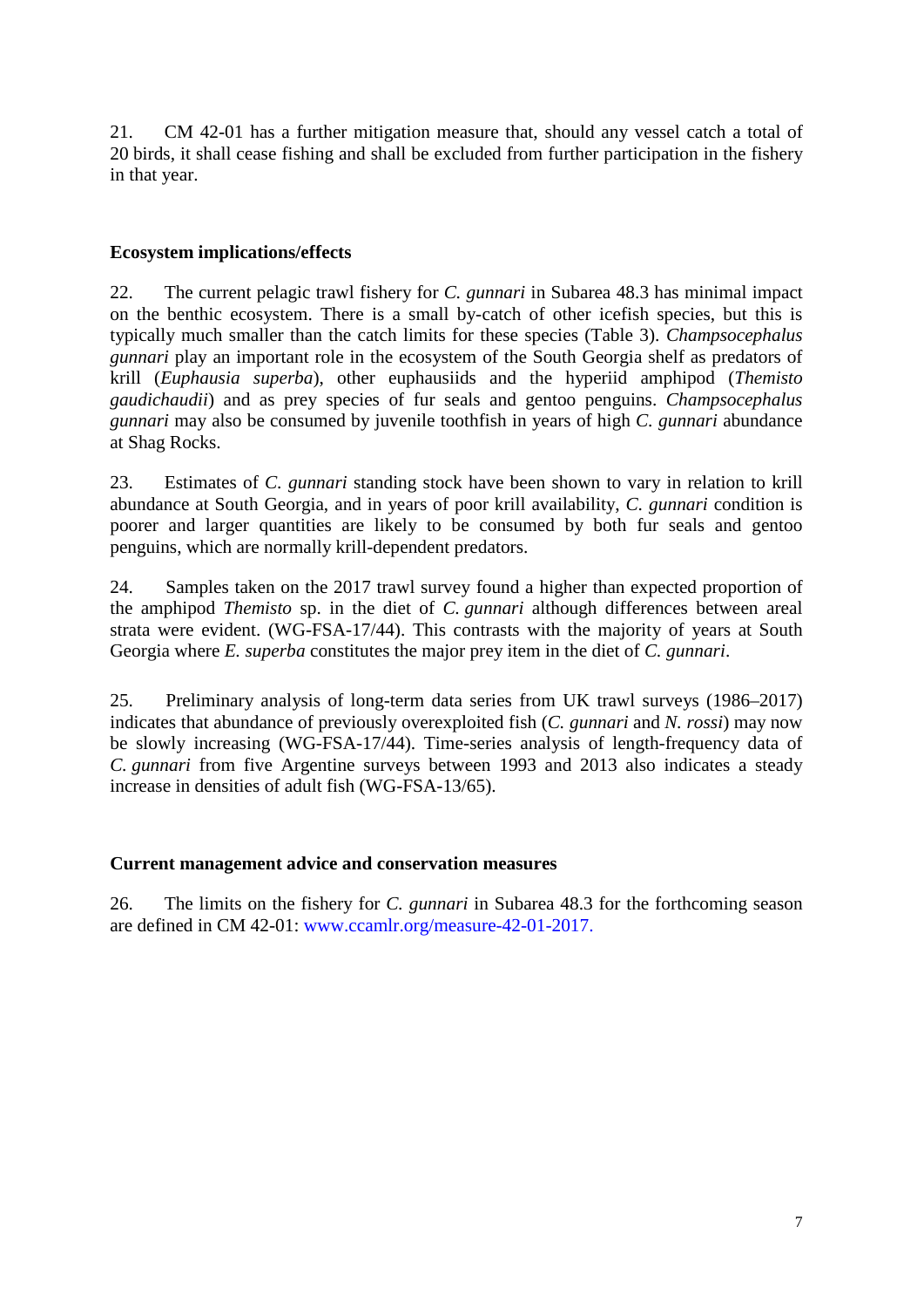21. CM 42-01 has a further mitigation measure that, should any vessel catch a total of 20 birds, it shall cease fishing and shall be excluded from further participation in the fishery in that year.

## Ecosystem implications/effects

22. The current pelagic trawl fishery for *C. gunnari* in Subarea 48.3 has minimal impact on the benthic ecosystem. There is a small by-catch of other icefish species, but this is typically much smaller than the catch limits for these species (Table 3). *Champsocephalus gunnari* play an important role in the ecosystem of the South Georgia shelf as predators of krill (*Euphausia superba*), other euphausiids and the hyperiid amphipod (*Themisto gaudichaudii*) and as prey species of fur seals and gentoo penguins. *Champsocephalus gunnari* may also be consumed by juvenile toothfish in years of high *C. gunnari* abundance at Shag Rocks.

23. Estimates of *C. gunnari* standing stock have been shown to vary in relation to krill abundance at South Georgia, and in years of poor krill availability, *C. gunnari* condition is poorer and larger quantities are likely to be consumed by both fur seals and gentoo penguins, which are normally krill-dependent predators.

24. Samples taken on the 2017 trawl survey found a higher than expected proportion of the amphipod *Themisto* sp. in the diet of *C. gunnari* although differences between areal strata were evident. (WG-FSA-17/44). This contrasts with the majority of years at South Georgia where *E. superba* constitutes the major prey item in the diet of *C. gunnari*.

25. Preliminary analysis of long-term data series from UK trawl surveys (1986–2017) indicates that abundance of previously overexploited fish (*C. gunnari* and *N. rossi*) may now be slowly increasing (WG-FSA-17/44). Time-series analysis of length-frequency data of *C. gunnari* from five Argentine surveys between 1993 and 2013 also indicates a steady increase in densities of adult fish (WG-FSA-13/65).

## Current management advice and conservation measures

26. The limits on the fishery for *C. gunnari* in Subarea 48.3 for the forthcoming season are defined in CM 42-01: www.ccamlr.org/measure-42-01-2017.